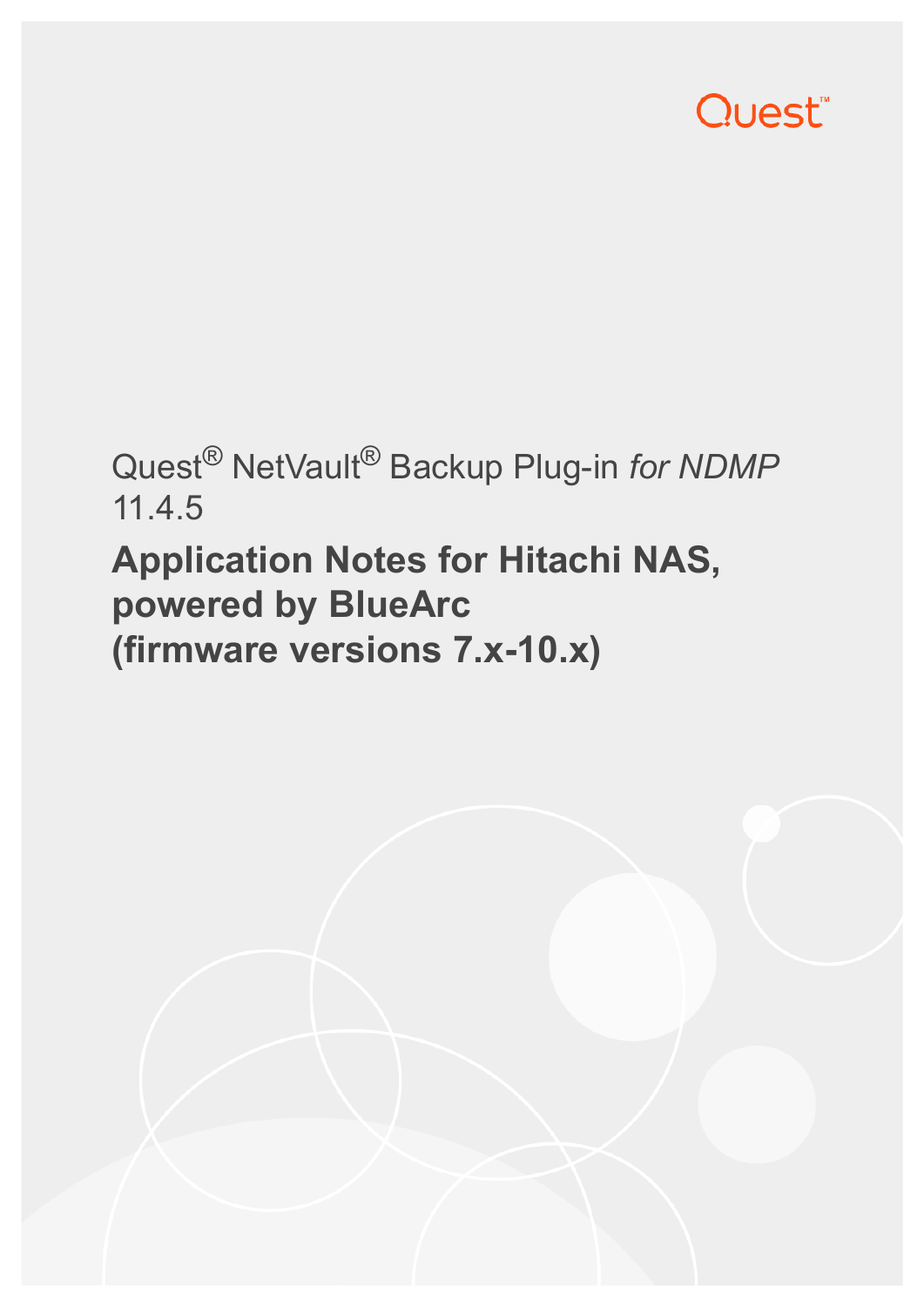Quest

Quest® NetVault® Backup Plug-in *for NDMP* 11.4.5

# Application Notes for Hitachi NAS, powered by BlueArc (firmware versions 7.x-10.x)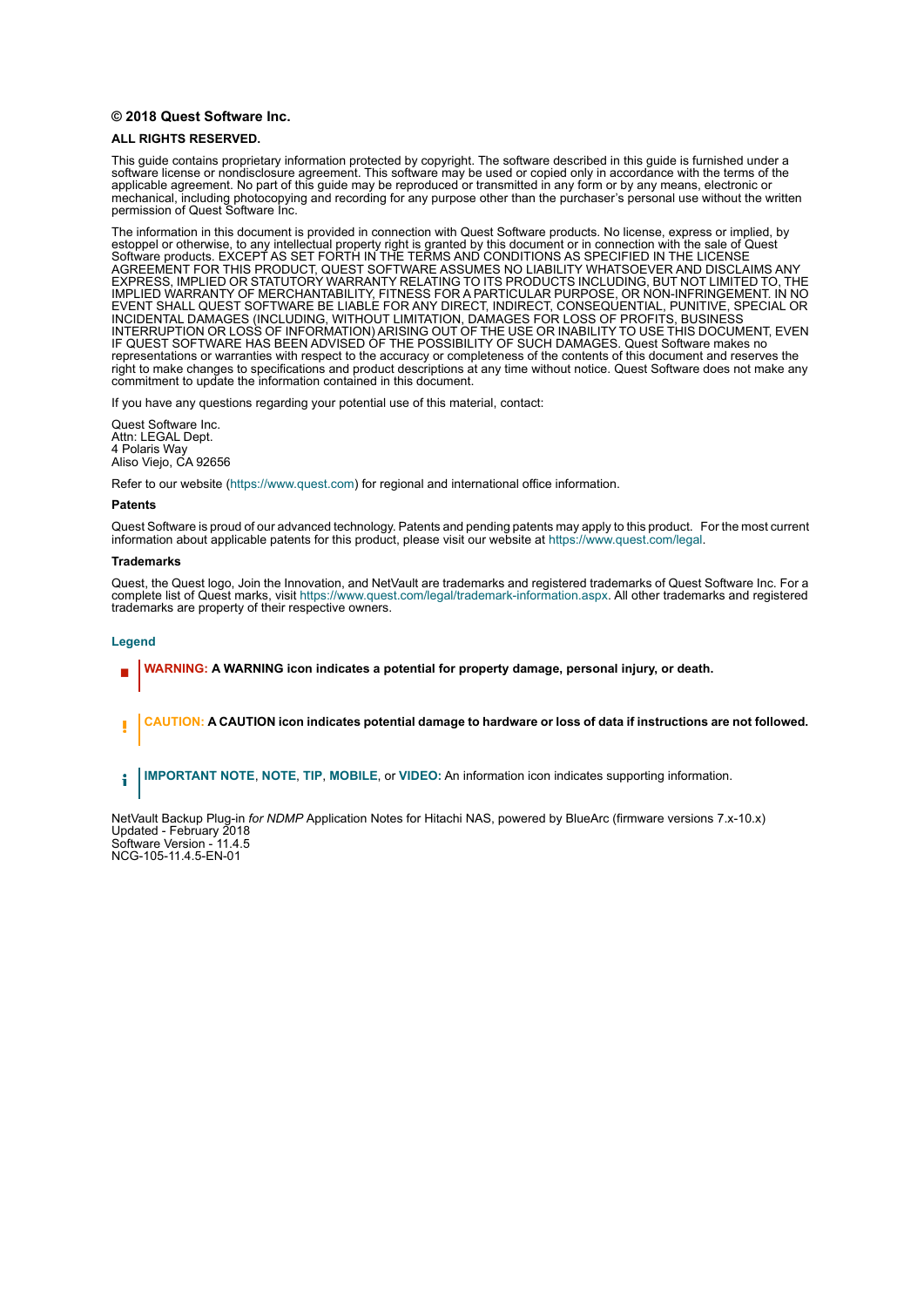**© 2018 Quest Software Inc.**

**ALL RIGHTS RESERVED.**

This guide contains proprietary information protected by copyright. The software described in this guide is furnished under a software license or nondisclosure agreement. This software may be used or copied only in accordance with the terms of the applicable agreement. No part of this guide may be reproduced or transmitted in any form or by any means, electronic or mechanical, including photocopying and recording for any purpose other than the purchaser's personal use without the written permission of Quest Software Inc.

The information in this document is provided in connection with Quest Software products. No license, express or implied, by estoppel or otherwise, to any intellectual property right is granted by this document or in connection with the sale of Quest Software products. EXCEPT AS SET FORTH IN THE TERMS AND CONDITIONS AS SPECIFIED IN THE LICENSE AGREEMENT FOR THIS PRODUCT, QUEST SOFTWARE ASSUMES NO LIABILITY WHATSOEVER AND DISCLAIMS ANY EXPRESS, IMPLIED OR STATUTORY WARRANTY RELATING TO ITS PRODUCTS INCLUDING, BUT NOT LIMITED TO, THE IMPLIED WARRANTY OF MERCHANTABILITY, FITNESS FOR A PARTICULAR PURPOSE, OR NON-INFRINGEMENT. IN NO EVENT SHALL QUEST SOFTWARE BE LIABLE FOR ANY DIRECT, INDIRECT, CONSEQUENTIAL, PUNITIVE, SPECIAL OR INCIDENTAL DAMAGES (INCLUDING, WITHOUT LIMITATION, DAMAGES FOR LOSS OF PROFITS, BUSINESS INTERRUPTION OR LOSS OF INFORMATION) ARISING OUT OF THE USE OR INABILITY TO USE THIS DOCUMENT, EVEN IF QUEST SOFTWARE HAS BEEN ADVISED OF THE POSSIBILITY OF SUCH DAMAGES. Quest Software makes no representations or warranties with respect to the accuracy or completeness of the contents of this document and reserves the right to make changes to specifications and product descriptions at any time without notice. Quest Software does not make any commitment to update the information contained in this document.

If you have any questions regarding your potential use of this material, contact:

Quest Software Inc.
Attn: LEGAL Dept.
4 Polaris Way
Aliso Viejo, CA 92656

Refer to our website (https://www.quest.com) for regional and international office information.

**Patents**

Quest Software is proud of our advanced technology. Patents and pending patents may apply to this product. For the most current information about applicable patents for this product, please visit our website at https://www.quest.com/legal.

**Trademarks**

Quest, the Quest logo, Join the Innovation, and NetVault are trademarks and registered trademarks of Quest Software Inc. For a complete list of Quest marks, visit https://www.quest.com/legal/trademark-information.aspx. All other trademarks and registered trademarks are property of their respective owners.

**Legend**

**WARNING: A WARNING icon indicates a potential for property damage, personal injury, or death.**

**CAUTION: A CAUTION icon indicates potential damage to hardware or loss of data if instructions are not followed.**

**IMPORTANT NOTE**, **NOTE**, **TIP**, **MOBILE**, or **VIDEO**: An information icon indicates supporting information.

NetVault Backup Plug-in *for NDMP* Application Notes for Hitachi NAS, powered by BlueArc (firmware versions 7.x-10.x)
Updated - February 2018
Software Version - 11.4.5
NCG-105-11.4.5-EN-01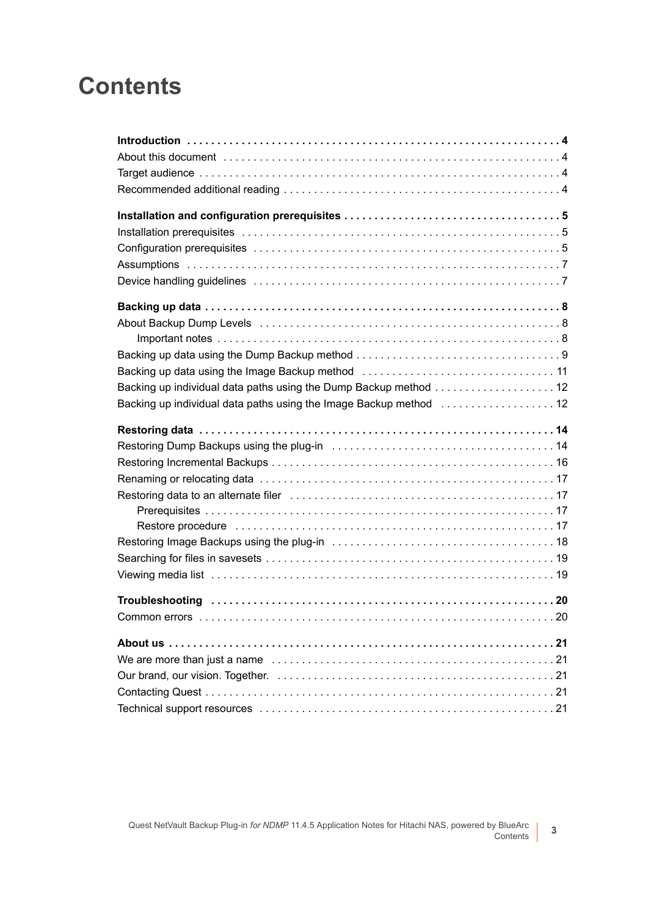# Contents

**Introduction** . . . . . . . . . . . . . . . . . . . . . . . . . . . . . . . . . . . . . . . . . . . . . . . . . . . . . . . . . . . . . **4**
About this document . . . . . . . . . . . . . . . . . . . . . . . . . . . . . . . . . . . . . . . . . . . . . . . . . . . . . . 4
Target audience . . . . . . . . . . . . . . . . . . . . . . . . . . . . . . . . . . . . . . . . . . . . . . . . . . . . . . . . . . . 4
Recommended additional reading . . . . . . . . . . . . . . . . . . . . . . . . . . . . . . . . . . . . . . . . . . . . . 4

**Installation and configuration prerequisites** . . . . . . . . . . . . . . . . . . . . . . . . . . . . . . . . . . . . **5**
Installation prerequisites . . . . . . . . . . . . . . . . . . . . . . . . . . . . . . . . . . . . . . . . . . . . . . . . . . . . . 5
Configuration prerequisites . . . . . . . . . . . . . . . . . . . . . . . . . . . . . . . . . . . . . . . . . . . . . . . . . . . 5
Assumptions . . . . . . . . . . . . . . . . . . . . . . . . . . . . . . . . . . . . . . . . . . . . . . . . . . . . . . . . . . . . . . 7
Device handling guidelines . . . . . . . . . . . . . . . . . . . . . . . . . . . . . . . . . . . . . . . . . . . . . . . . . . . 7

**Backing up data** . . . . . . . . . . . . . . . . . . . . . . . . . . . . . . . . . . . . . . . . . . . . . . . . . . . . . . . . . . . **8**
About Backup Dump Levels . . . . . . . . . . . . . . . . . . . . . . . . . . . . . . . . . . . . . . . . . . . . . . . . . . 8
  Important notes . . . . . . . . . . . . . . . . . . . . . . . . . . . . . . . . . . . . . . . . . . . . . . . . . . . . . . . . . 8
Backing up data using the Dump Backup method . . . . . . . . . . . . . . . . . . . . . . . . . . . . . . . . . 9
Backing up data using the Image Backup method . . . . . . . . . . . . . . . . . . . . . . . . . . . . . . . . 11
Backing up individual data paths using the Dump Backup method . . . . . . . . . . . . . . . . . . . . 12
Backing up individual data paths using the Image Backup method . . . . . . . . . . . . . . . . . . . 12

**Restoring data** . . . . . . . . . . . . . . . . . . . . . . . . . . . . . . . . . . . . . . . . . . . . . . . . . . . . . . . . . . . **14**
Restoring Dump Backups using the plug-in . . . . . . . . . . . . . . . . . . . . . . . . . . . . . . . . . . . . . 14
Restoring Incremental Backups . . . . . . . . . . . . . . . . . . . . . . . . . . . . . . . . . . . . . . . . . . . . . . . 16
Renaming or relocating data . . . . . . . . . . . . . . . . . . . . . . . . . . . . . . . . . . . . . . . . . . . . . . . . . 17
Restoring data to an alternate filer . . . . . . . . . . . . . . . . . . . . . . . . . . . . . . . . . . . . . . . . . . . . 17
  Prerequisites . . . . . . . . . . . . . . . . . . . . . . . . . . . . . . . . . . . . . . . . . . . . . . . . . . . . . . . . . . . 17
  Restore procedure . . . . . . . . . . . . . . . . . . . . . . . . . . . . . . . . . . . . . . . . . . . . . . . . . . . . . . 17
Restoring Image Backups using the plug-in . . . . . . . . . . . . . . . . . . . . . . . . . . . . . . . . . . . . . 18
Searching for files in savesets . . . . . . . . . . . . . . . . . . . . . . . . . . . . . . . . . . . . . . . . . . . . . . . . 19
Viewing media list . . . . . . . . . . . . . . . . . . . . . . . . . . . . . . . . . . . . . . . . . . . . . . . . . . . . . . . . . 19

**Troubleshooting** . . . . . . . . . . . . . . . . . . . . . . . . . . . . . . . . . . . . . . . . . . . . . . . . . . . . . . . . . . **20**
Common errors . . . . . . . . . . . . . . . . . . . . . . . . . . . . . . . . . . . . . . . . . . . . . . . . . . . . . . . . . . . 20

**About us** . . . . . . . . . . . . . . . . . . . . . . . . . . . . . . . . . . . . . . . . . . . . . . . . . . . . . . . . . . . . . . . . **21**
We are more than just a name . . . . . . . . . . . . . . . . . . . . . . . . . . . . . . . . . . . . . . . . . . . . . . . 21
Our brand, our vision. Together. . . . . . . . . . . . . . . . . . . . . . . . . . . . . . . . . . . . . . . . . . . . . . 21
Contacting Quest . . . . . . . . . . . . . . . . . . . . . . . . . . . . . . . . . . . . . . . . . . . . . . . . . . . . . . . . . . 21
Technical support resources . . . . . . . . . . . . . . . . . . . . . . . . . . . . . . . . . . . . . . . . . . . . . . . . . 21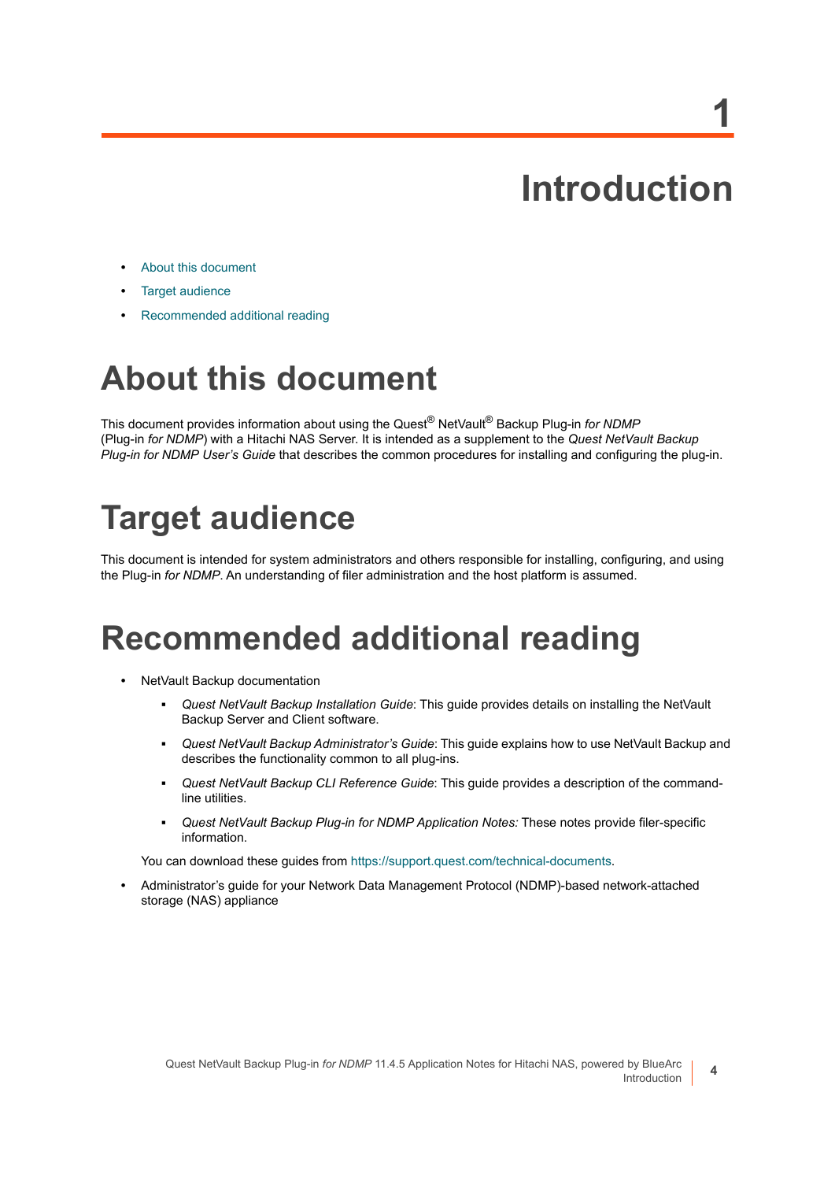# 1 Introduction

- About this document
- Target audience
- Recommended additional reading

## About this document

This document provides information about using the Quest® NetVault® Backup Plug-in *for NDMP* (Plug-in *for NDMP*) with a Hitachi NAS Server. It is intended as a supplement to the *Quest NetVault Backup Plug-in for NDMP User's Guide* that describes the common procedures for installing and configuring the plug-in.

## Target audience

This document is intended for system administrators and others responsible for installing, configuring, and using the Plug-in *for NDMP*. An understanding of filer administration and the host platform is assumed.

## Recommended additional reading

- NetVault Backup documentation
  - *Quest NetVault Backup Installation Guide*: This guide provides details on installing the NetVault Backup Server and Client software.
  - *Quest NetVault Backup Administrator's Guide*: This guide explains how to use NetVault Backup and describes the functionality common to all plug-ins.
  - *Quest NetVault Backup CLI Reference Guide*: This guide provides a description of the command-line utilities.
  - *Quest NetVault Backup Plug-in for NDMP Application Notes:* These notes provide filer-specific information.

  You can download these guides from https://support.quest.com/technical-documents.
- Administrator's guide for your Network Data Management Protocol (NDMP)-based network-attached storage (NAS) appliance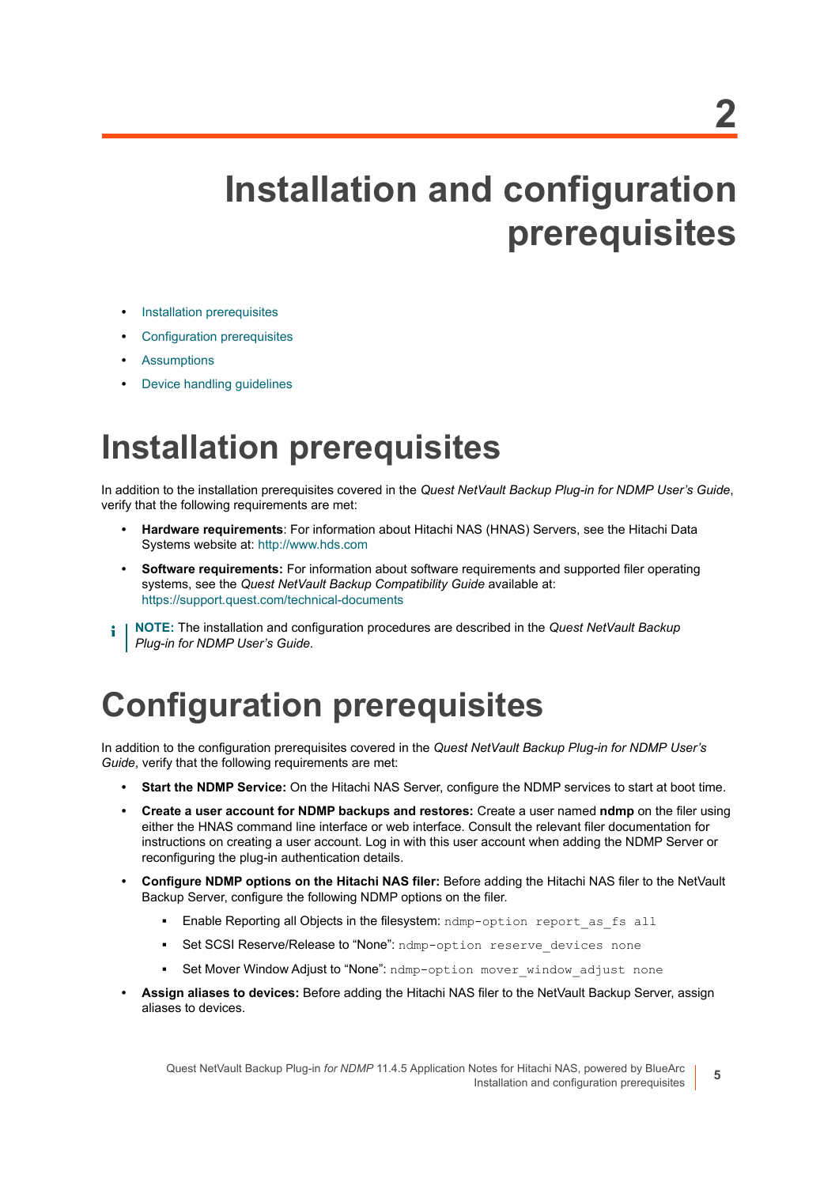# 2

# Installation and configuration prerequisites

- Installation prerequisites
- Configuration prerequisites
- Assumptions
- Device handling guidelines

## Installation prerequisites

In addition to the installation prerequisites covered in the *Quest NetVault Backup Plug-in for NDMP User's Guide*, verify that the following requirements are met:

- **Hardware requirements**: For information about Hitachi NAS (HNAS) Servers, see the Hitachi Data Systems website at: http://www.hds.com
- **Software requirements:** For information about software requirements and supported filer operating systems, see the *Quest NetVault Backup Compatibility Guide* available at: https://support.quest.com/technical-documents

> **NOTE:** The installation and configuration procedures are described in the *Quest NetVault Backup Plug-in for NDMP User's Guide*.

## Configuration prerequisites

In addition to the configuration prerequisites covered in the *Quest NetVault Backup Plug-in for NDMP User's Guide*, verify that the following requirements are met:

- **Start the NDMP Service:** On the Hitachi NAS Server, configure the NDMP services to start at boot time.
- **Create a user account for NDMP backups and restores:** Create a user named **ndmp** on the filer using either the HNAS command line interface or web interface. Consult the relevant filer documentation for instructions on creating a user account. Log in with this user account when adding the NDMP Server or reconfiguring the plug-in authentication details.
- **Configure NDMP options on the Hitachi NAS filer:** Before adding the Hitachi NAS filer to the NetVault Backup Server, configure the following NDMP options on the filer.
  - Enable Reporting all Objects in the filesystem: `ndmp-option report_as_fs all`
  - Set SCSI Reserve/Release to "None": `ndmp-option reserve_devices none`
  - Set Mover Window Adjust to "None": `ndmp-option mover_window_adjust none`
- **Assign aliases to devices:** Before adding the Hitachi NAS filer to the NetVault Backup Server, assign aliases to devices.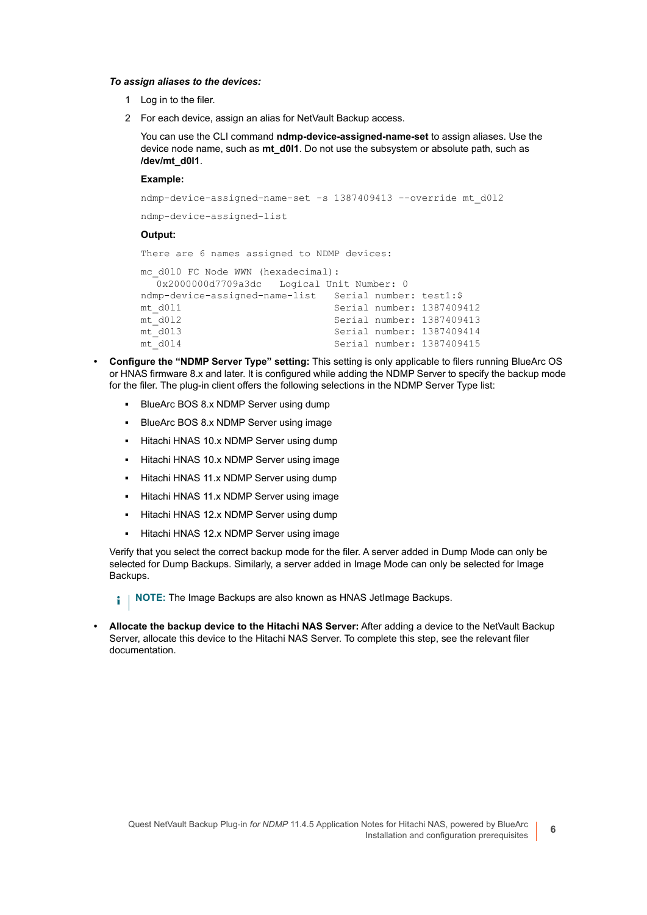***To assign aliases to the devices:***

1. Log in to the filer.
2. For each device, assign an alias for NetVault Backup access.

   You can use the CLI command **ndmp-device-assigned-name-set** to assign aliases. Use the device node name, such as **mt_d0l1**. Do not use the subsystem or absolute path, such as **/dev/mt_d0l1**.

   **Example:**

   ```
   ndmp-device-assigned-name-set -s 1387409413 --override mt_d012
   ```

   ```
   ndmp-device-assigned-list
   ```

   **Output:**

   ```
   There are 6 names assigned to NDMP devices:
   ```

   ```
   mc_d010 FC Node WWN (hexadecimal):
      0x2000000d7709a3dc   Logical Unit Number: 0
   ndmp-device-assigned-name-list    Serial number: test1:$
   mt_d011                           Serial number: 1387409412
   mt_d012                           Serial number: 1387409413
   mt_d013                           Serial number: 1387409414
   mt_d014                           Serial number: 1387409415
   ```

- **Configure the "NDMP Server Type" setting:** This setting is only applicable to filers running BlueArc OS or HNAS firmware 8.x and later. It is configured while adding the NDMP Server to specify the backup mode for the filer. The plug-in client offers the following selections in the NDMP Server Type list:
  - BlueArc BOS 8.x NDMP Server using dump
  - BlueArc BOS 8.x NDMP Server using image
  - Hitachi HNAS 10.x NDMP Server using dump
  - Hitachi HNAS 10.x NDMP Server using image
  - Hitachi HNAS 11.x NDMP Server using dump
  - Hitachi HNAS 11.x NDMP Server using image
  - Hitachi HNAS 12.x NDMP Server using dump
  - Hitachi HNAS 12.x NDMP Server using image

  Verify that you select the correct backup mode for the filer. A server added in Dump Mode can only be selected for Dump Backups. Similarly, a server added in Image Mode can only be selected for Image Backups.

  **NOTE:** The Image Backups are also known as HNAS JetImage Backups.

- **Allocate the backup device to the Hitachi NAS Server:** After adding a device to the NetVault Backup Server, allocate this device to the Hitachi NAS Server. To complete this step, see the relevant filer documentation.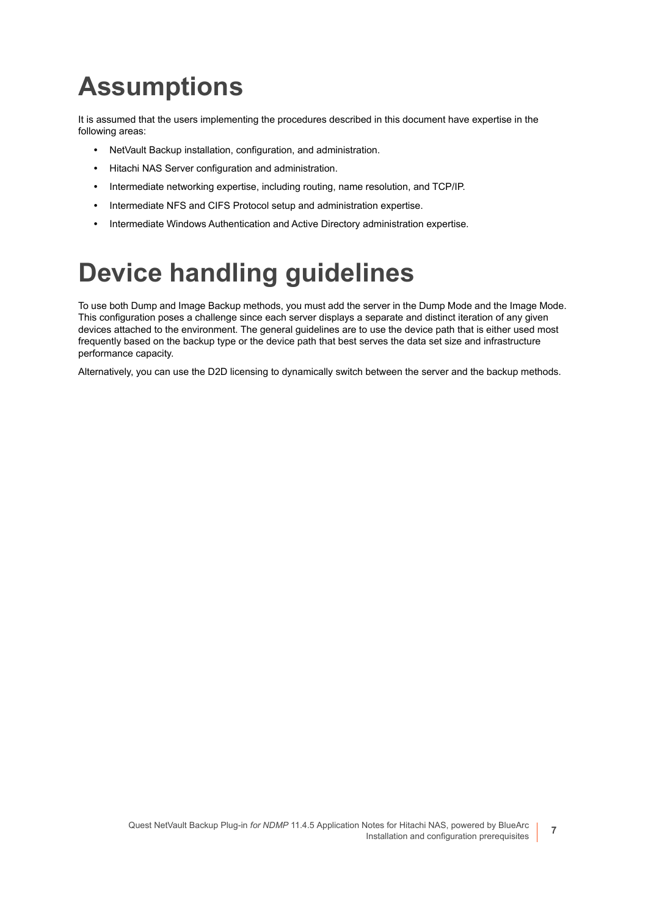# Assumptions

It is assumed that the users implementing the procedures described in this document have expertise in the following areas:

- NetVault Backup installation, configuration, and administration.
- Hitachi NAS Server configuration and administration.
- Intermediate networking expertise, including routing, name resolution, and TCP/IP.
- Intermediate NFS and CIFS Protocol setup and administration expertise.
- Intermediate Windows Authentication and Active Directory administration expertise.

# Device handling guidelines

To use both Dump and Image Backup methods, you must add the server in the Dump Mode and the Image Mode. This configuration poses a challenge since each server displays a separate and distinct iteration of any given devices attached to the environment. The general guidelines are to use the device path that is either used most frequently based on the backup type or the device path that best serves the data set size and infrastructure performance capacity.

Alternatively, you can use the D2D licensing to dynamically switch between the server and the backup methods.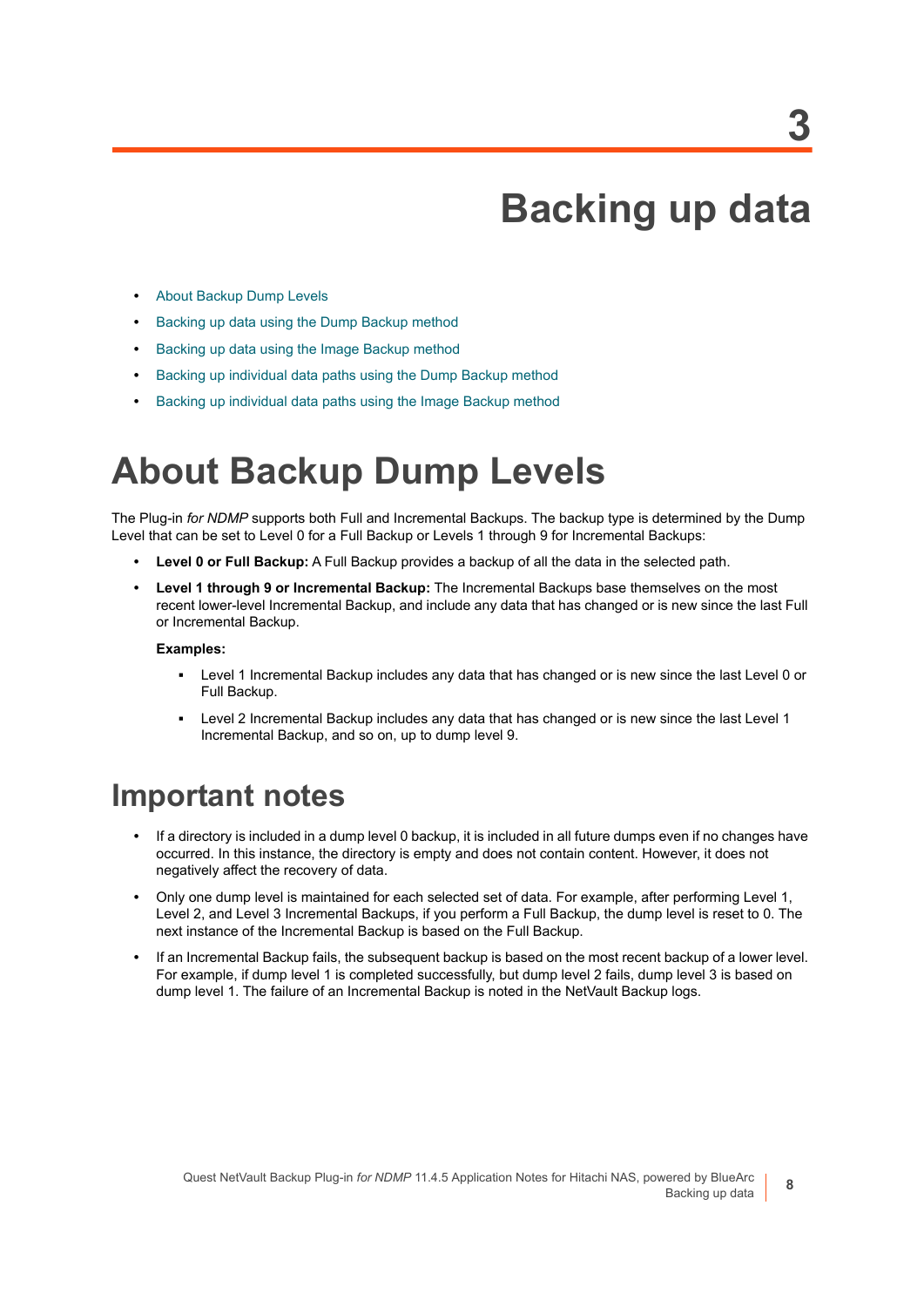# 3

# Backing up data

- About Backup Dump Levels
- Backing up data using the Dump Backup method
- Backing up data using the Image Backup method
- Backing up individual data paths using the Dump Backup method
- Backing up individual data paths using the Image Backup method

## About Backup Dump Levels

The Plug-in *for NDMP* supports both Full and Incremental Backups. The backup type is determined by the Dump Level that can be set to Level 0 for a Full Backup or Levels 1 through 9 for Incremental Backups:

- **Level 0 or Full Backup:** A Full Backup provides a backup of all the data in the selected path.
- **Level 1 through 9 or Incremental Backup:** The Incremental Backups base themselves on the most recent lower-level Incremental Backup, and include any data that has changed or is new since the last Full or Incremental Backup.

  **Examples:**

  - Level 1 Incremental Backup includes any data that has changed or is new since the last Level 0 or Full Backup.
  - Level 2 Incremental Backup includes any data that has changed or is new since the last Level 1 Incremental Backup, and so on, up to dump level 9.

### Important notes

- If a directory is included in a dump level 0 backup, it is included in all future dumps even if no changes have occurred. In this instance, the directory is empty and does not contain content. However, it does not negatively affect the recovery of data.
- Only one dump level is maintained for each selected set of data. For example, after performing Level 1, Level 2, and Level 3 Incremental Backups, if you perform a Full Backup, the dump level is reset to 0. The next instance of the Incremental Backup is based on the Full Backup.
- If an Incremental Backup fails, the subsequent backup is based on the most recent backup of a lower level. For example, if dump level 1 is completed successfully, but dump level 2 fails, dump level 3 is based on dump level 1. The failure of an Incremental Backup is noted in the NetVault Backup logs.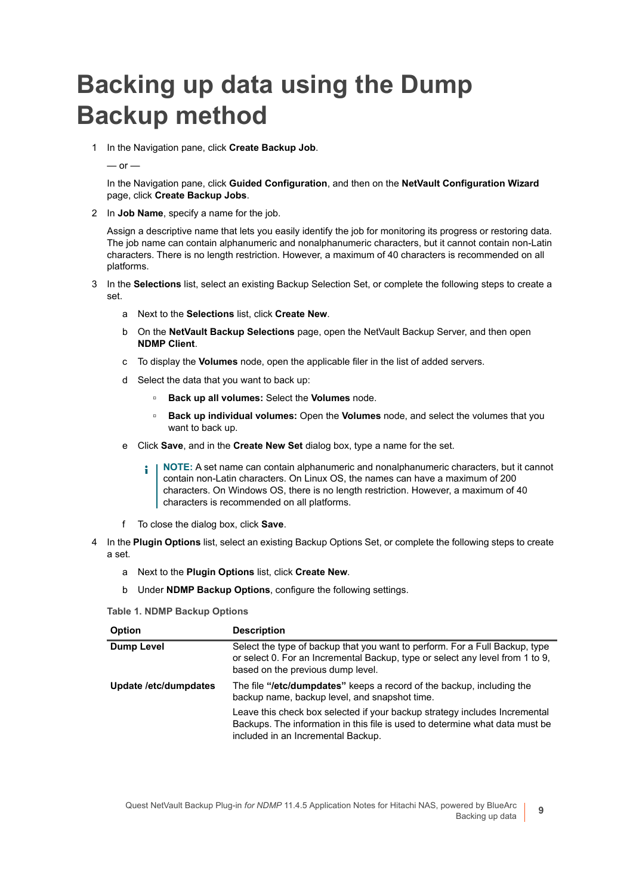# Backing up data using the Dump Backup method

1. In the Navigation pane, click **Create Backup Job**.

   — or —

   In the Navigation pane, click **Guided Configuration**, and then on the **NetVault Configuration Wizard** page, click **Create Backup Jobs**.

2. In **Job Name**, specify a name for the job.

   Assign a descriptive name that lets you easily identify the job for monitoring its progress or restoring data. The job name can contain alphanumeric and nonalphanumeric characters, but it cannot contain non-Latin characters. There is no length restriction. However, a maximum of 40 characters is recommended on all platforms.

3. In the **Selections** list, select an existing Backup Selection Set, or complete the following steps to create a set.

   a. Next to the **Selections** list, click **Create New**.

   b. On the **NetVault Backup Selections** page, open the NetVault Backup Server, and then open **NDMP Client**.

   c. To display the **Volumes** node, open the applicable filer in the list of added servers.

   d. Select the data that you want to back up:

      - **Back up all volumes:** Select the **Volumes** node.
      - **Back up individual volumes:** Open the **Volumes** node, and select the volumes that you want to back up.

   e. Click **Save**, and in the **Create New Set** dialog box, type a name for the set.

      **NOTE:** A set name can contain alphanumeric and nonalphanumeric characters, but it cannot contain non-Latin characters. On Linux OS, the names can have a maximum of 200 characters. On Windows OS, there is no length restriction. However, a maximum of 40 characters is recommended on all platforms.

   f. To close the dialog box, click **Save**.

4. In the **Plugin Options** list, select an existing Backup Options Set, or complete the following steps to create a set.

   a. Next to the **Plugin Options** list, click **Create New**.

   b. Under **NDMP Backup Options**, configure the following settings.

**Table 1. NDMP Backup Options**

| Option | Description |
|---|---|
| **Dump Level** | Select the type of backup that you want to perform. For a Full Backup, type or select 0. For an Incremental Backup, type or select any level from 1 to 9, based on the previous dump level. |
| **Update /etc/dumpdates** | The file **"/etc/dumpdates"** keeps a record of the backup, including the backup name, backup level, and snapshot time. Leave this check box selected if your backup strategy includes Incremental Backups. The information in this file is used to determine what data must be included in an Incremental Backup. |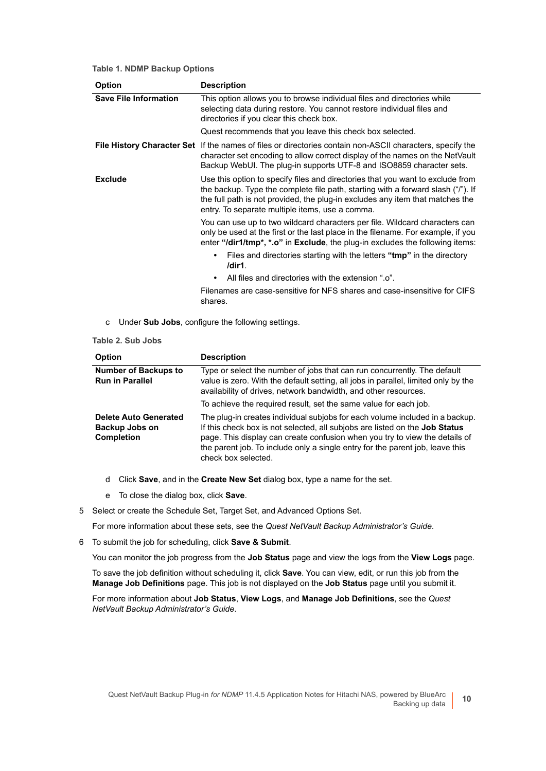**Table 1. NDMP Backup Options**

| Option | Description |
|---|---|
| **Save File Information** | This option allows you to browse individual files and directories while selecting data during restore. You cannot restore individual files and directories if you clear this check box.<br><br>Quest recommends that you leave this check box selected. |
| **File History Character Set** | If the names of files or directories contain non-ASCII characters, specify the character set encoding to allow correct display of the names on the NetVault Backup WebUI. The plug-in supports UTF-8 and ISO8859 character sets. |
| **Exclude** | Use this option to specify files and directories that you want to exclude from the backup. Type the complete file path, starting with a forward slash ("/"). If the full path is not provided, the plug-in excludes any item that matches the entry. To separate multiple items, use a comma.<br><br>You can use up to two wildcard characters per file. Wildcard characters can only be used at the first or the last place in the filename. For example, if you enter **"/dir1/tmp*, *.o"** in **Exclude**, the plug-in excludes the following items:<br>• Files and directories starting with the letters **"tmp"** in the directory **/dir1**.<br>• All files and directories with the extension ".o".<br><br>Filenames are case-sensitive for NFS shares and case-insensitive for CIFS shares. |

c Under **Sub Jobs**, configure the following settings.

**Table 2. Sub Jobs**

| Option | Description |
|---|---|
| **Number of Backups to Run in Parallel** | Type or select the number of jobs that can run concurrently. The default value is zero. With the default setting, all jobs in parallel, limited only by the availability of drives, network bandwidth, and other resources.<br><br>To achieve the required result, set the same value for each job. |
| **Delete Auto Generated Backup Jobs on Completion** | The plug-in creates individual subjobs for each volume included in a backup. If this check box is not selected, all subjobs are listed on the **Job Status** page. This display can create confusion when you try to view the details of the parent job. To include only a single entry for the parent job, leave this check box selected. |

d Click **Save**, and in the **Create New Set** dialog box, type a name for the set.

e To close the dialog box, click **Save**.

5 Select or create the Schedule Set, Target Set, and Advanced Options Set.

For more information about these sets, see the *Quest NetVault Backup Administrator's Guide*.

6 To submit the job for scheduling, click **Save & Submit**.

You can monitor the job progress from the **Job Status** page and view the logs from the **View Logs** page.

To save the job definition without scheduling it, click **Save**. You can view, edit, or run this job from the **Manage Job Definitions** page. This job is not displayed on the **Job Status** page until you submit it.

For more information about **Job Status**, **View Logs**, and **Manage Job Definitions**, see the *Quest NetVault Backup Administrator's Guide*.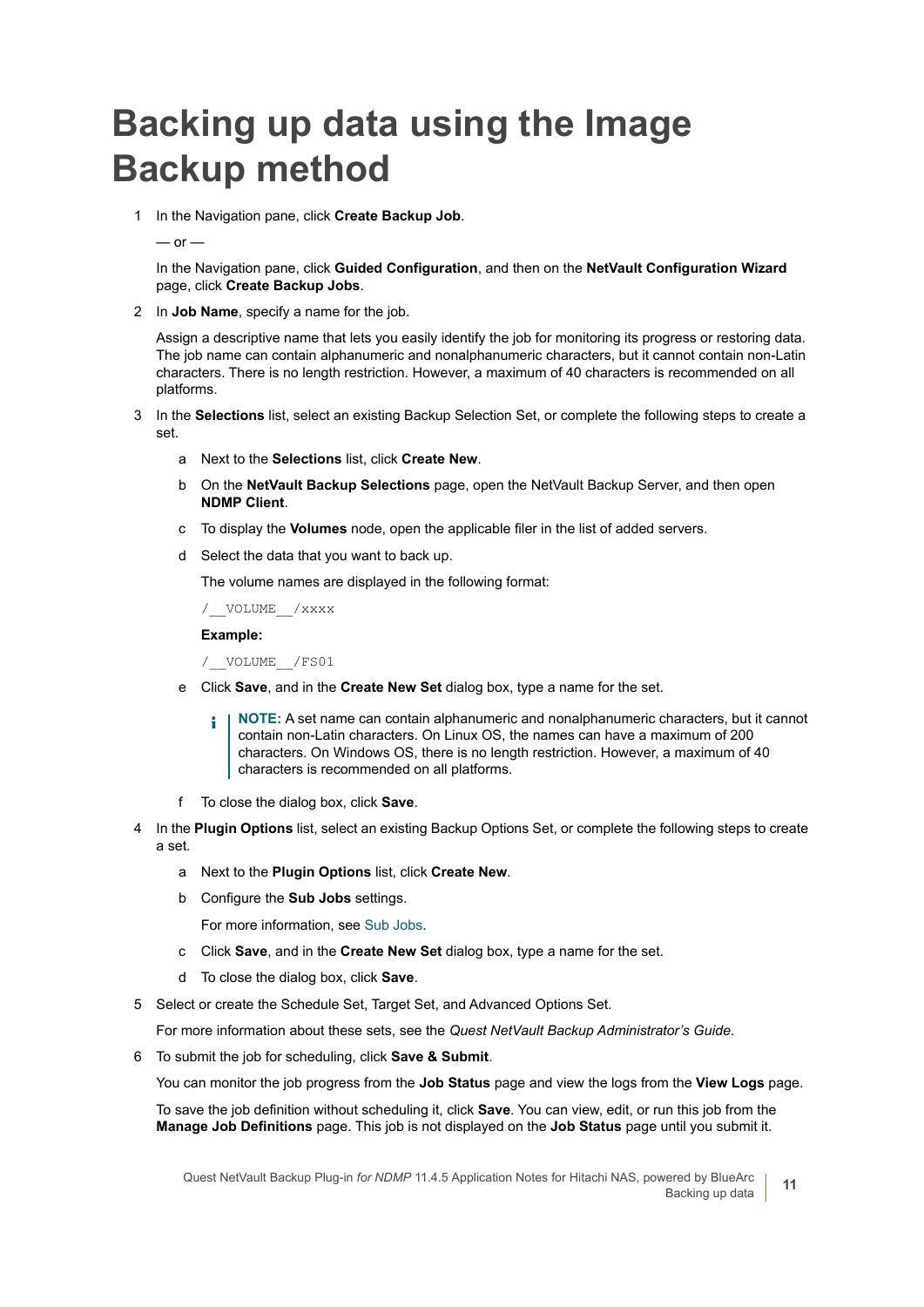# Backing up data using the Image Backup method

1. In the Navigation pane, click **Create Backup Job**.

   — or —

   In the Navigation pane, click **Guided Configuration**, and then on the **NetVault Configuration Wizard** page, click **Create Backup Jobs**.

2. In **Job Name**, specify a name for the job.

   Assign a descriptive name that lets you easily identify the job for monitoring its progress or restoring data. The job name can contain alphanumeric and nonalphanumeric characters, but it cannot contain non-Latin characters. There is no length restriction. However, a maximum of 40 characters is recommended on all platforms.

3. In the **Selections** list, select an existing Backup Selection Set, or complete the following steps to create a set.

   a. Next to the **Selections** list, click **Create New**.

   b. On the **NetVault Backup Selections** page, open the NetVault Backup Server, and then open **NDMP Client**.

   c. To display the **Volumes** node, open the applicable filer in the list of added servers.

   d. Select the data that you want to back up.

      The volume names are displayed in the following format:

      ```
      /__VOLUME__/xxxx
      ```

      **Example:**

      ```
      /__VOLUME__/FS01
      ```

   e. Click **Save**, and in the **Create New Set** dialog box, type a name for the set.

      > **NOTE:** A set name can contain alphanumeric and nonalphanumeric characters, but it cannot contain non-Latin characters. On Linux OS, the names can have a maximum of 200 characters. On Windows OS, there is no length restriction. However, a maximum of 40 characters is recommended on all platforms.

   f. To close the dialog box, click **Save**.

4. In the **Plugin Options** list, select an existing Backup Options Set, or complete the following steps to create a set.

   a. Next to the **Plugin Options** list, click **Create New**.

   b. Configure the **Sub Jobs** settings.

      For more information, see Sub Jobs.

   c. Click **Save**, and in the **Create New Set** dialog box, type a name for the set.

   d. To close the dialog box, click **Save**.

5. Select or create the Schedule Set, Target Set, and Advanced Options Set.

   For more information about these sets, see the *Quest NetVault Backup Administrator's Guide*.

6. To submit the job for scheduling, click **Save & Submit**.

   You can monitor the job progress from the **Job Status** page and view the logs from the **View Logs** page.

   To save the job definition without scheduling it, click **Save**. You can view, edit, or run this job from the **Manage Job Definitions** page. This job is not displayed on the **Job Status** page until you submit it.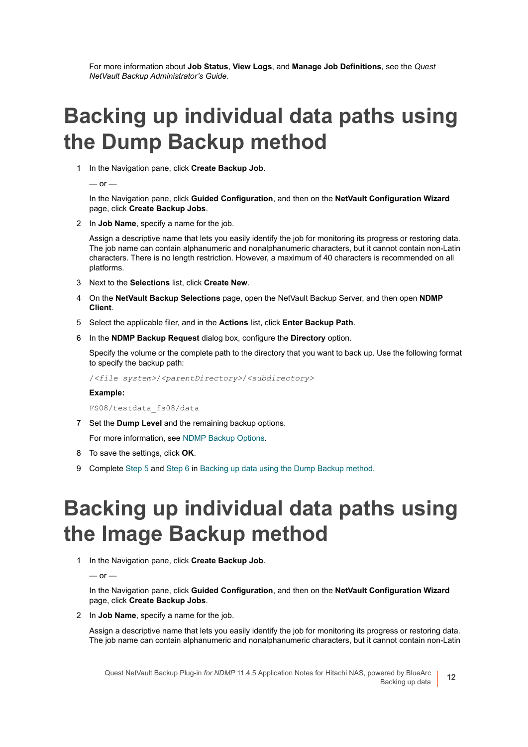For more information about **Job Status**, **View Logs**, and **Manage Job Definitions**, see the *Quest NetVault Backup Administrator's Guide*.

# Backing up individual data paths using the Dump Backup method

1. In the Navigation pane, click **Create Backup Job**.

   — or —

   In the Navigation pane, click **Guided Configuration**, and then on the **NetVault Configuration Wizard** page, click **Create Backup Jobs**.

2. In **Job Name**, specify a name for the job.

   Assign a descriptive name that lets you easily identify the job for monitoring its progress or restoring data. The job name can contain alphanumeric and nonalphanumeric characters, but it cannot contain non-Latin characters. There is no length restriction. However, a maximum of 40 characters is recommended on all platforms.

3. Next to the **Selections** list, click **Create New**.
4. On the **NetVault Backup Selections** page, open the NetVault Backup Server, and then open **NDMP Client**.
5. Select the applicable filer, and in the **Actions** list, click **Enter Backup Path**.
6. In the **NDMP Backup Request** dialog box, configure the **Directory** option.

   Specify the volume or the complete path to the directory that you want to back up. Use the following format to specify the backup path:

   ```
   /<file system>/<parentDirectory>/<subdirectory>
   ```

   **Example:**

   ```
   FS08/testdata_fs08/data
   ```

7. Set the **Dump Level** and the remaining backup options.

   For more information, see NDMP Backup Options.

8. To save the settings, click **OK**.
9. Complete Step 5 and Step 6 in Backing up data using the Dump Backup method.

# Backing up individual data paths using the Image Backup method

1. In the Navigation pane, click **Create Backup Job**.

   — or —

   In the Navigation pane, click **Guided Configuration**, and then on the **NetVault Configuration Wizard** page, click **Create Backup Jobs**.

2. In **Job Name**, specify a name for the job.

   Assign a descriptive name that lets you easily identify the job for monitoring its progress or restoring data. The job name can contain alphanumeric and nonalphanumeric characters, but it cannot contain non-Latin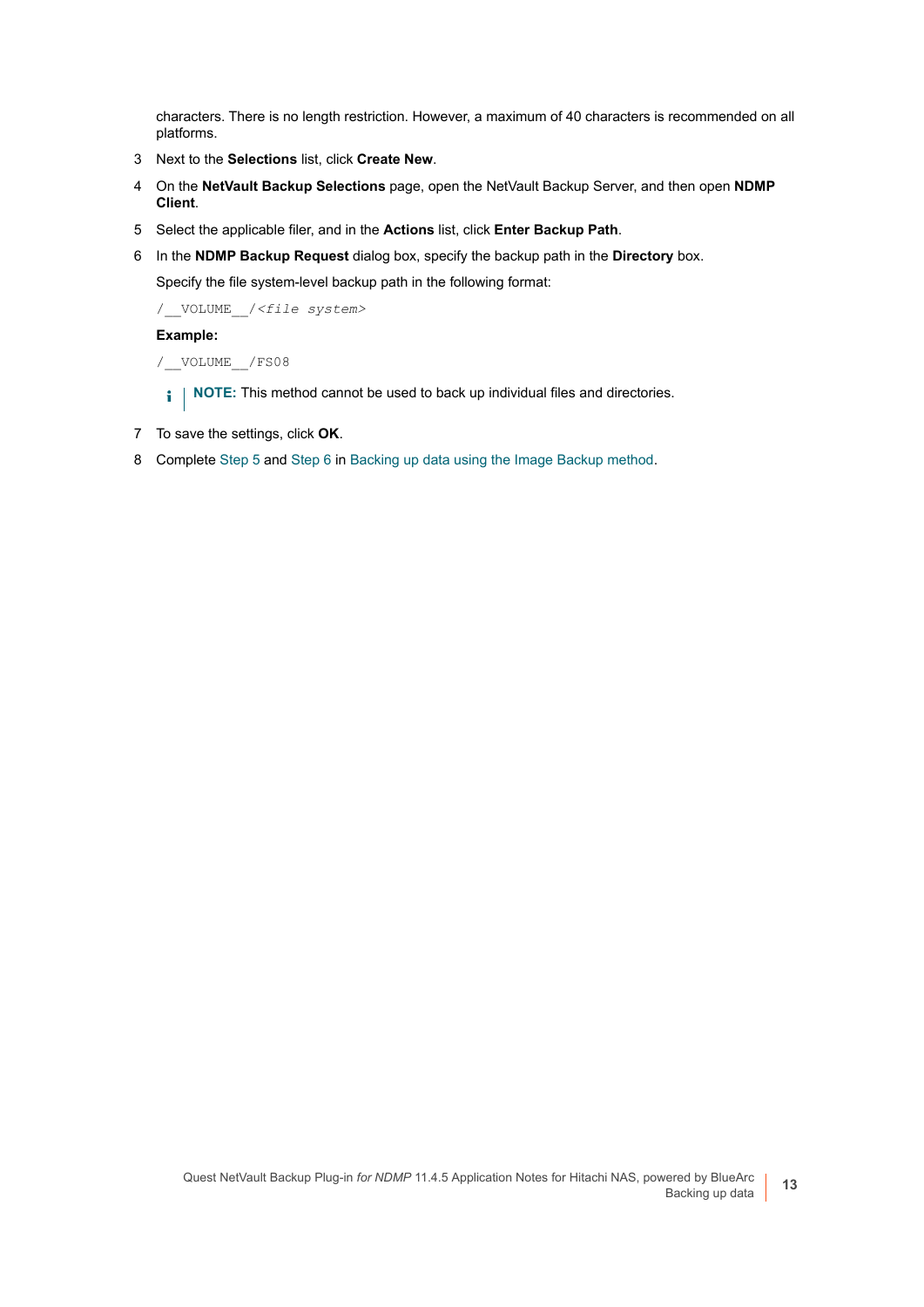characters. There is no length restriction. However, a maximum of 40 characters is recommended on all platforms.

3 Next to the **Selections** list, click **Create New**.

4 On the **NetVault Backup Selections** page, open the NetVault Backup Server, and then open **NDMP Client**.

5 Select the applicable filer, and in the **Actions** list, click **Enter Backup Path**.

6 In the **NDMP Backup Request** dialog box, specify the backup path in the **Directory** box.

   Specify the file system-level backup path in the following format:

   /__VOLUME__/*<file system>*

   **Example:**

   /__VOLUME__/FS08

   **NOTE:** This method cannot be used to back up individual files and directories.

7 To save the settings, click **OK**.

8 Complete Step 5 and Step 6 in Backing up data using the Image Backup method.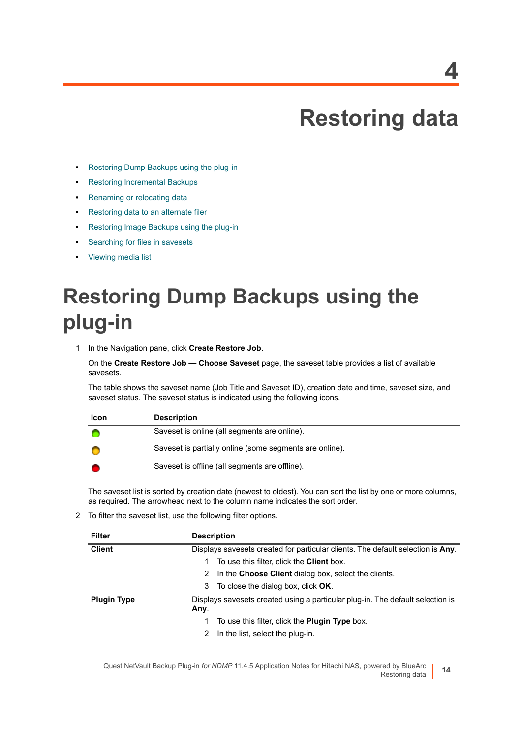# 4

# Restoring data

- Restoring Dump Backups using the plug-in
- Restoring Incremental Backups
- Renaming or relocating data
- Restoring data to an alternate filer
- Restoring Image Backups using the plug-in
- Searching for files in savesets
- Viewing media list

## Restoring Dump Backups using the plug-in

1 In the Navigation pane, click **Create Restore Job**.

On the **Create Restore Job — Choose Saveset** page, the saveset table provides a list of available savesets.

The table shows the saveset name (Job Title and Saveset ID), creation date and time, saveset size, and saveset status. The saveset status is indicated using the following icons.

| Icon | Description |
|---|---|
| (green) | Saveset is online (all segments are online). |
| (yellow) | Saveset is partially online (some segments are online). |
| (red) | Saveset is offline (all segments are offline). |

The saveset list is sorted by creation date (newest to oldest). You can sort the list by one or more columns, as required. The arrowhead next to the column name indicates the sort order.

2 To filter the saveset list, use the following filter options.

| Filter | Description |
|---|---|
| **Client** | Displays savesets created for particular clients. The default selection is **Any**.<br>1 To use this filter, click the **Client** box.<br>2 In the **Choose Client** dialog box, select the clients.<br>3 To close the dialog box, click **OK**. |
| **Plugin Type** | Displays savesets created using a particular plug-in. The default selection is **Any**.<br>1 To use this filter, click the **Plugin Type** box.<br>2 In the list, select the plug-in. |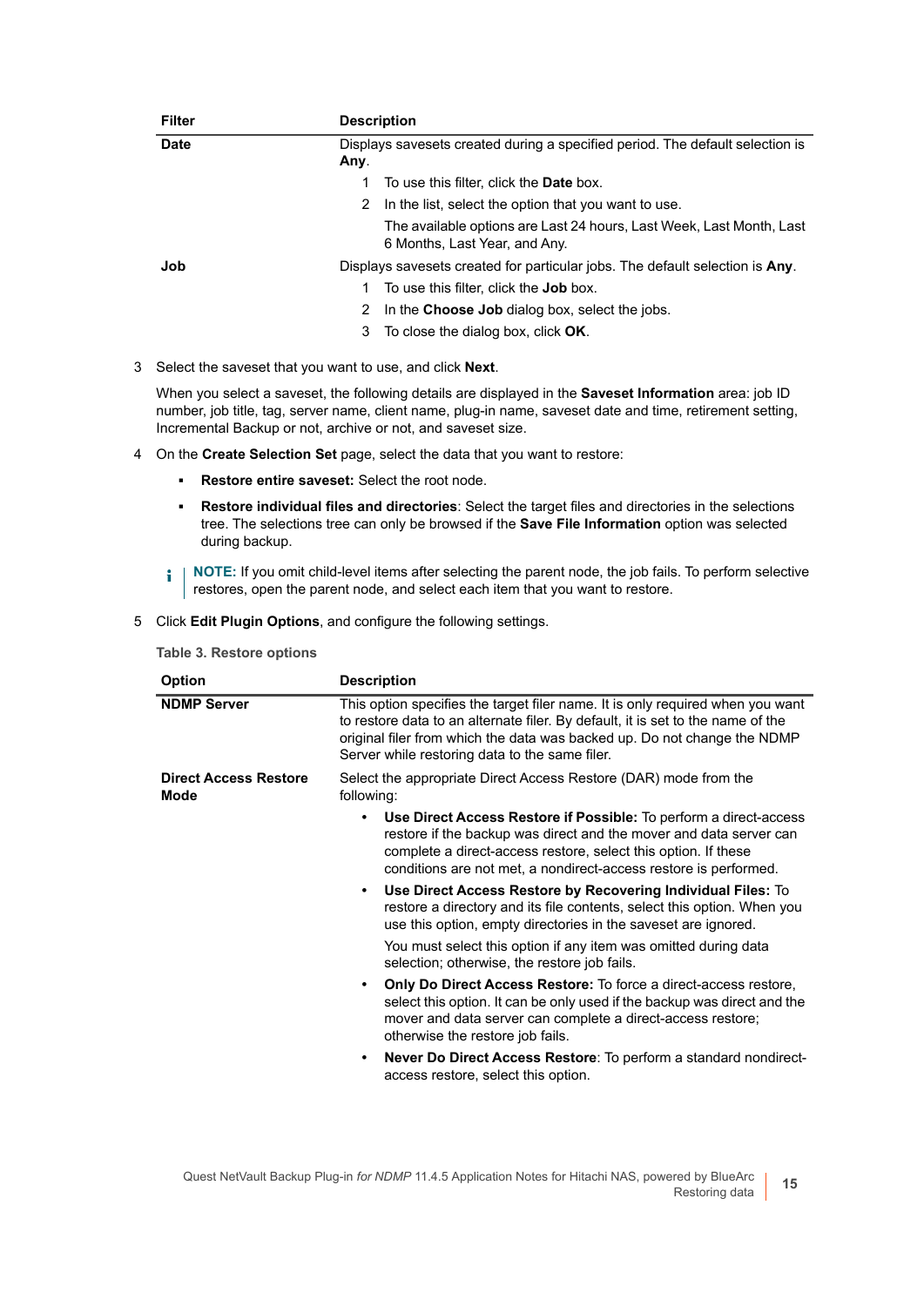| Filter | Description |
|---|---|
| **Date** | Displays savesets created during a specified period. The default selection is **Any**.<br>1 To use this filter, click the **Date** box.<br>2 In the list, select the option that you want to use.<br>The available options are Last 24 hours, Last Week, Last Month, Last 6 Months, Last Year, and Any. |
| **Job** | Displays savesets created for particular jobs. The default selection is **Any**.<br>1 To use this filter, click the **Job** box.<br>2 In the **Choose Job** dialog box, select the jobs.<br>3 To close the dialog box, click **OK**. |

3 Select the saveset that you want to use, and click **Next**.

When you select a saveset, the following details are displayed in the **Saveset Information** area: job ID number, job title, tag, server name, client name, plug-in name, saveset date and time, retirement setting, Incremental Backup or not, archive or not, and saveset size.

4 On the **Create Selection Set** page, select the data that you want to restore:

- **Restore entire saveset:** Select the root node.
- **Restore individual files and directories**: Select the target files and directories in the selections tree. The selections tree can only be browsed if the **Save File Information** option was selected during backup.

**NOTE:** If you omit child-level items after selecting the parent node, the job fails. To perform selective restores, open the parent node, and select each item that you want to restore.

5 Click **Edit Plugin Options**, and configure the following settings.

**Table 3. Restore options**

| Option | Description |
|---|---|
| **NDMP Server** | This option specifies the target filer name. It is only required when you want to restore data to an alternate filer. By default, it is set to the name of the original filer from which the data was backed up. Do not change the NDMP Server while restoring data to the same filer. |
| **Direct Access Restore Mode** | Select the appropriate Direct Access Restore (DAR) mode from the following:<br>• **Use Direct Access Restore if Possible:** To perform a direct-access restore if the backup was direct and the mover and data server can complete a direct-access restore, select this option. If these conditions are not met, a nondirect-access restore is performed.<br>• **Use Direct Access Restore by Recovering Individual Files:** To restore a directory and its file contents, select this option. When you use this option, empty directories in the saveset are ignored.<br>You must select this option if any item was omitted during data selection; otherwise, the restore job fails.<br>• **Only Do Direct Access Restore:** To force a direct-access restore, select this option. It can be only used if the backup was direct and the mover and data server can complete a direct-access restore; otherwise the restore job fails.<br>• **Never Do Direct Access Restore**: To perform a standard nondirect-access restore, select this option. |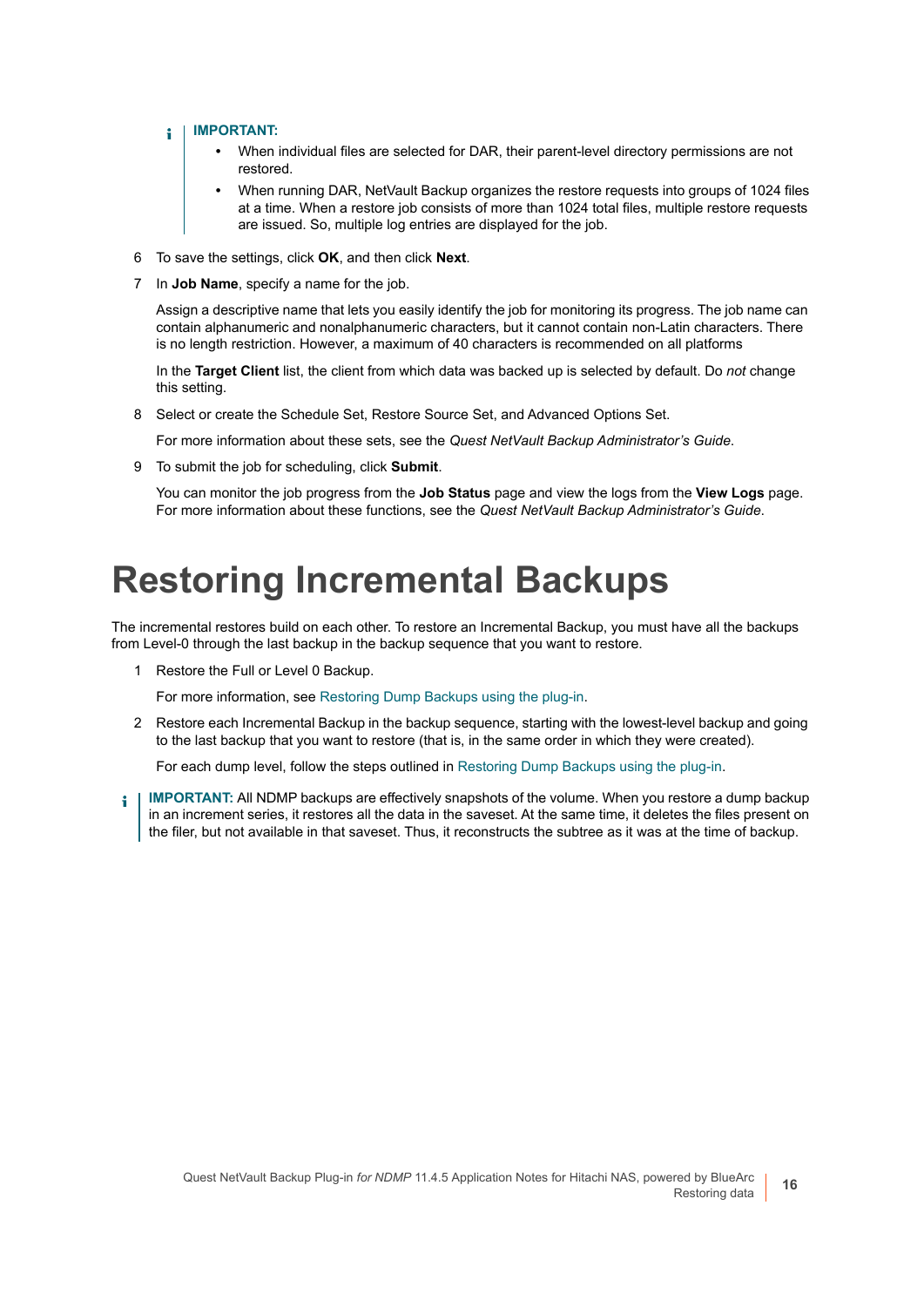> **IMPORTANT:**
> - When individual files are selected for DAR, their parent-level directory permissions are not restored.
> - When running DAR, NetVault Backup organizes the restore requests into groups of 1024 files at a time. When a restore job consists of more than 1024 total files, multiple restore requests are issued. So, multiple log entries are displayed for the job.

6 To save the settings, click **OK**, and then click **Next**.

7 In **Job Name**, specify a name for the job.

   Assign a descriptive name that lets you easily identify the job for monitoring its progress. The job name can contain alphanumeric and nonalphanumeric characters, but it cannot contain non-Latin characters. There is no length restriction. However, a maximum of 40 characters is recommended on all platforms

   In the **Target Client** list, the client from which data was backed up is selected by default. Do *not* change this setting.

8 Select or create the Schedule Set, Restore Source Set, and Advanced Options Set.

   For more information about these sets, see the *Quest NetVault Backup Administrator's Guide*.

9 To submit the job for scheduling, click **Submit**.

   You can monitor the job progress from the **Job Status** page and view the logs from the **View Logs** page. For more information about these functions, see the *Quest NetVault Backup Administrator's Guide*.

# Restoring Incremental Backups

The incremental restores build on each other. To restore an Incremental Backup, you must have all the backups from Level-0 through the last backup in the backup sequence that you want to restore.

1 Restore the Full or Level 0 Backup.

   For more information, see Restoring Dump Backups using the plug-in.

2 Restore each Incremental Backup in the backup sequence, starting with the lowest-level backup and going to the last backup that you want to restore (that is, in the same order in which they were created).

   For each dump level, follow the steps outlined in Restoring Dump Backups using the plug-in.

> **IMPORTANT:** All NDMP backups are effectively snapshots of the volume. When you restore a dump backup in an increment series, it restores all the data in the saveset. At the same time, it deletes the files present on the filer, but not available in that saveset. Thus, it reconstructs the subtree as it was at the time of backup.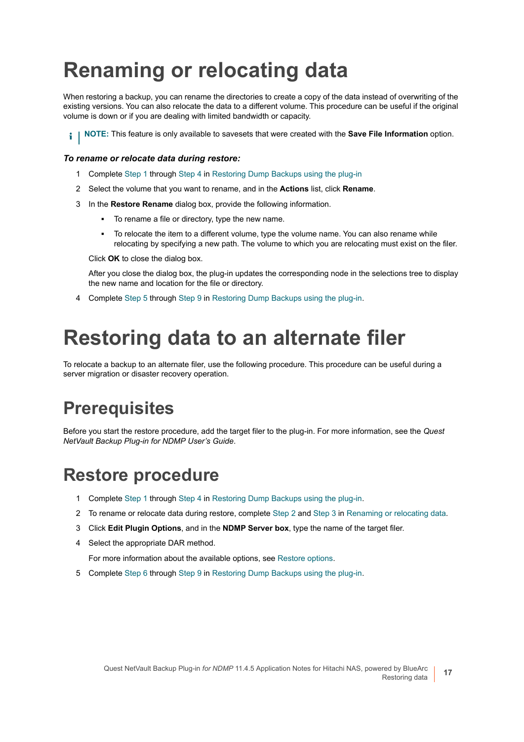# Renaming or relocating data

When restoring a backup, you can rename the directories to create a copy of the data instead of overwriting of the existing versions. You can also relocate the data to a different volume. This procedure can be useful if the original volume is down or if you are dealing with limited bandwidth or capacity.

**NOTE:** This feature is only available to savesets that were created with the **Save File Information** option.

***To rename or relocate data during restore:***

1. Complete Step 1 through Step 4 in Restoring Dump Backups using the plug-in
2. Select the volume that you want to rename, and in the **Actions** list, click **Rename**.
3. In the **Restore Rename** dialog box, provide the following information.
   - To rename a file or directory, type the new name.
   - To relocate the item to a different volume, type the volume name. You can also rename while relocating by specifying a new path. The volume to which you are relocating must exist on the filer.

   Click **OK** to close the dialog box.

   After you close the dialog box, the plug-in updates the corresponding node in the selections tree to display the new name and location for the file or directory.
4. Complete Step 5 through Step 9 in Restoring Dump Backups using the plug-in.

# Restoring data to an alternate filer

To relocate a backup to an alternate filer, use the following procedure. This procedure can be useful during a server migration or disaster recovery operation.

## Prerequisites

Before you start the restore procedure, add the target filer to the plug-in. For more information, see the *Quest NetVault Backup Plug-in for NDMP User's Guide*.

## Restore procedure

1. Complete Step 1 through Step 4 in Restoring Dump Backups using the plug-in.
2. To rename or relocate data during restore, complete Step 2 and Step 3 in Renaming or relocating data.
3. Click **Edit Plugin Options**, and in the **NDMP Server box**, type the name of the target filer.
4. Select the appropriate DAR method.

   For more information about the available options, see Restore options.
5. Complete Step 6 through Step 9 in Restoring Dump Backups using the plug-in.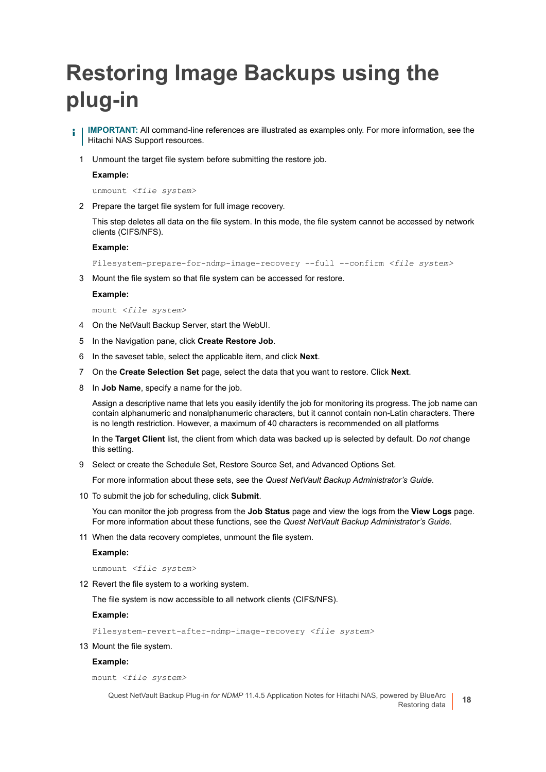# Restoring Image Backups using the plug-in

**IMPORTANT:** All command-line references are illustrated as examples only. For more information, see the Hitachi NAS Support resources.

1. Unmount the target file system before submitting the restore job.

   **Example:**

   ```
   unmount <file system>
   ```

2. Prepare the target file system for full image recovery.

   This step deletes all data on the file system. In this mode, the file system cannot be accessed by network clients (CIFS/NFS).

   **Example:**

   ```
   Filesystem-prepare-for-ndmp-image-recovery --full --confirm <file system>
   ```

3. Mount the file system so that file system can be accessed for restore.

   **Example:**

   ```
   mount <file system>
   ```

4. On the NetVault Backup Server, start the WebUI.
5. In the Navigation pane, click **Create Restore Job**.
6. In the saveset table, select the applicable item, and click **Next**.
7. On the **Create Selection Set** page, select the data that you want to restore. Click **Next**.
8. In **Job Name**, specify a name for the job.

   Assign a descriptive name that lets you easily identify the job for monitoring its progress. The job name can contain alphanumeric and nonalphanumeric characters, but it cannot contain non-Latin characters. There is no length restriction. However, a maximum of 40 characters is recommended on all platforms

   In the **Target Client** list, the client from which data was backed up is selected by default. Do *not* change this setting.

9. Select or create the Schedule Set, Restore Source Set, and Advanced Options Set.

   For more information about these sets, see the *Quest NetVault Backup Administrator's Guide*.

10. To submit the job for scheduling, click **Submit**.

    You can monitor the job progress from the **Job Status** page and view the logs from the **View Logs** page. For more information about these functions, see the *Quest NetVault Backup Administrator's Guide*.

11. When the data recovery completes, unmount the file system.

    **Example:**

    ```
    unmount <file system>
    ```

12. Revert the file system to a working system.

    The file system is now accessible to all network clients (CIFS/NFS).

    **Example:**

    ```
    Filesystem-revert-after-ndmp-image-recovery <file system>
    ```

13. Mount the file system.

    **Example:**

    ```
    mount <file system>
    ```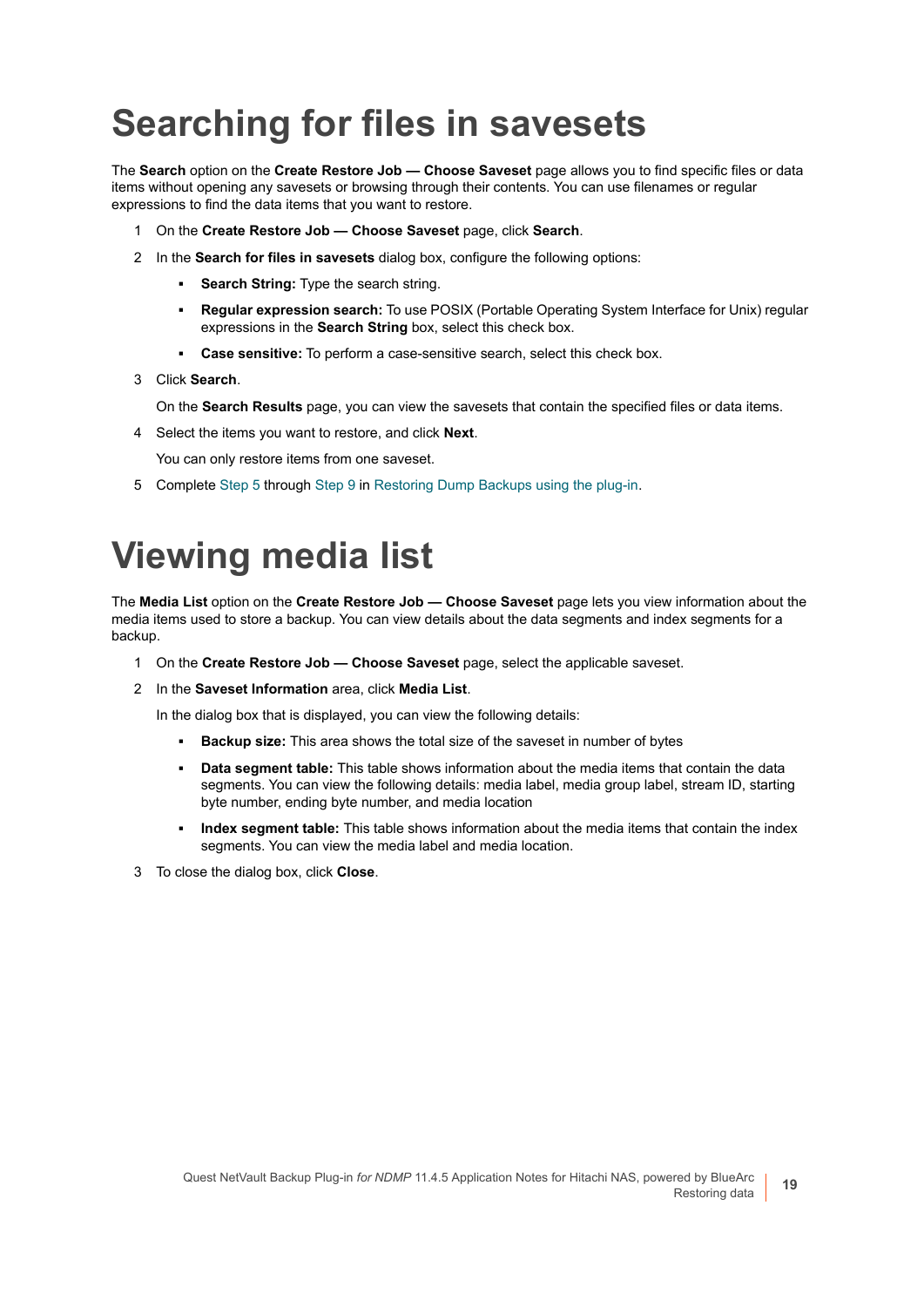# Searching for files in savesets

The **Search** option on the **Create Restore Job — Choose Saveset** page allows you to find specific files or data items without opening any savesets or browsing through their contents. You can use filenames or regular expressions to find the data items that you want to restore.

1. On the **Create Restore Job — Choose Saveset** page, click **Search**.
2. In the **Search for files in savesets** dialog box, configure the following options:
   - **Search String:** Type the search string.
   - **Regular expression search:** To use POSIX (Portable Operating System Interface for Unix) regular expressions in the **Search String** box, select this check box.
   - **Case sensitive:** To perform a case-sensitive search, select this check box.
3. Click **Search**.

   On the **Search Results** page, you can view the savesets that contain the specified files or data items.
4. Select the items you want to restore, and click **Next**.

   You can only restore items from one saveset.
5. Complete Step 5 through Step 9 in Restoring Dump Backups using the plug-in.

# Viewing media list

The **Media List** option on the **Create Restore Job — Choose Saveset** page lets you view information about the media items used to store a backup. You can view details about the data segments and index segments for a backup.

1. On the **Create Restore Job — Choose Saveset** page, select the applicable saveset.
2. In the **Saveset Information** area, click **Media List**.

   In the dialog box that is displayed, you can view the following details:
   - **Backup size:** This area shows the total size of the saveset in number of bytes
   - **Data segment table:** This table shows information about the media items that contain the data segments. You can view the following details: media label, media group label, stream ID, starting byte number, ending byte number, and media location
   - **Index segment table:** This table shows information about the media items that contain the index segments. You can view the media label and media location.
3. To close the dialog box, click **Close**.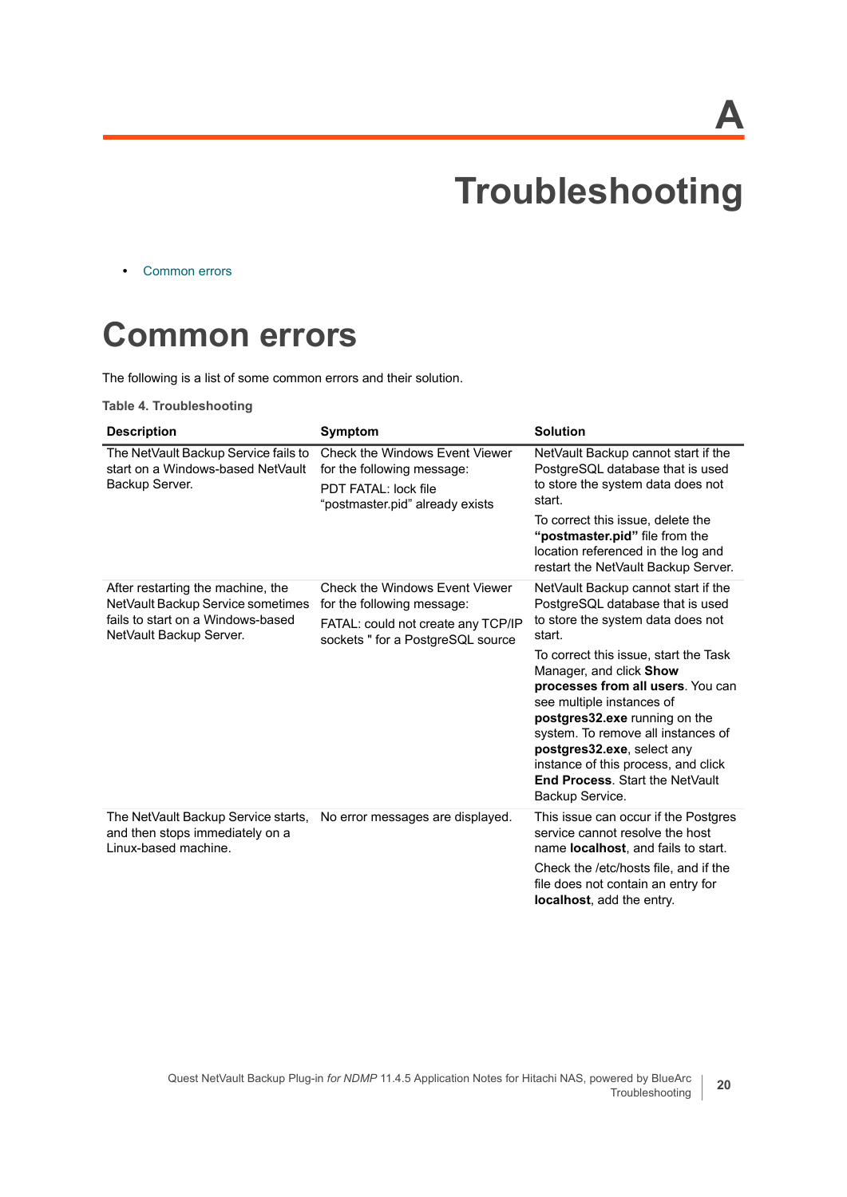# A

# Troubleshooting

- Common errors

## Common errors

The following is a list of some common errors and their solution.

**Table 4. Troubleshooting**

| Description | Symptom | Solution |
|---|---|---|
| The NetVault Backup Service fails to start on a Windows-based NetVault Backup Server. | Check the Windows Event Viewer for the following message:<br>PDT FATAL: lock file “postmaster.pid” already exists | NetVault Backup cannot start if the PostgreSQL database that is used to store the system data does not start.<br>To correct this issue, delete the **“postmaster.pid”** file from the location referenced in the log and restart the NetVault Backup Server. |
| After restarting the machine, the NetVault Backup Service sometimes fails to start on a Windows-based NetVault Backup Server. | Check the Windows Event Viewer for the following message:<br>FATAL: could not create any TCP/IP sockets " for a PostgreSQL source | NetVault Backup cannot start if the PostgreSQL database that is used to store the system data does not start.<br>To correct this issue, start the Task Manager, and click **Show processes from all users**. You can see multiple instances of **postgres32.exe** running on the system. To remove all instances of **postgres32.exe**, select any instance of this process, and click **End Process**. Start the NetVault Backup Service. |
| The NetVault Backup Service starts, and then stops immediately on a Linux-based machine. | No error messages are displayed. | This issue can occur if the Postgres service cannot resolve the host name **localhost**, and fails to start.<br>Check the /etc/hosts file, and if the file does not contain an entry for **localhost**, add the entry. |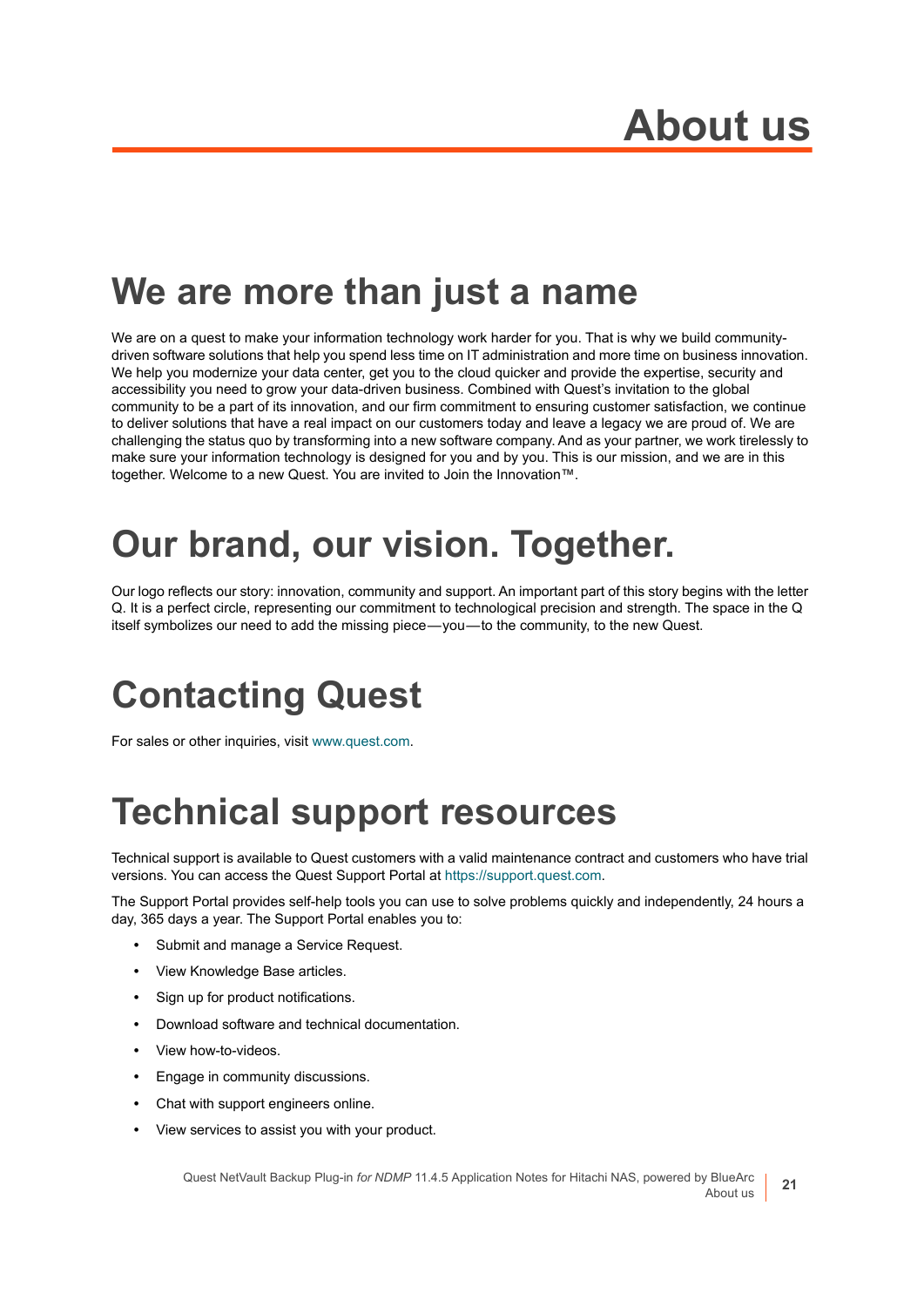# About us

## We are more than just a name

We are on a quest to make your information technology work harder for you. That is why we build community-driven software solutions that help you spend less time on IT administration and more time on business innovation. We help you modernize your data center, get you to the cloud quicker and provide the expertise, security and accessibility you need to grow your data-driven business. Combined with Quest's invitation to the global community to be a part of its innovation, and our firm commitment to ensuring customer satisfaction, we continue to deliver solutions that have a real impact on our customers today and leave a legacy we are proud of. We are challenging the status quo by transforming into a new software company. And as your partner, we work tirelessly to make sure your information technology is designed for you and by you. This is our mission, and we are in this together. Welcome to a new Quest. You are invited to Join the Innovation™.

## Our brand, our vision. Together.

Our logo reflects our story: innovation, community and support. An important part of this story begins with the letter Q. It is a perfect circle, representing our commitment to technological precision and strength. The space in the Q itself symbolizes our need to add the missing piece—you—to the community, to the new Quest.

## Contacting Quest

For sales or other inquiries, visit www.quest.com.

## Technical support resources

Technical support is available to Quest customers with a valid maintenance contract and customers who have trial versions. You can access the Quest Support Portal at https://support.quest.com.

The Support Portal provides self-help tools you can use to solve problems quickly and independently, 24 hours a day, 365 days a year. The Support Portal enables you to:

- Submit and manage a Service Request.
- View Knowledge Base articles.
- Sign up for product notifications.
- Download software and technical documentation.
- View how-to-videos.
- Engage in community discussions.
- Chat with support engineers online.
- View services to assist you with your product.